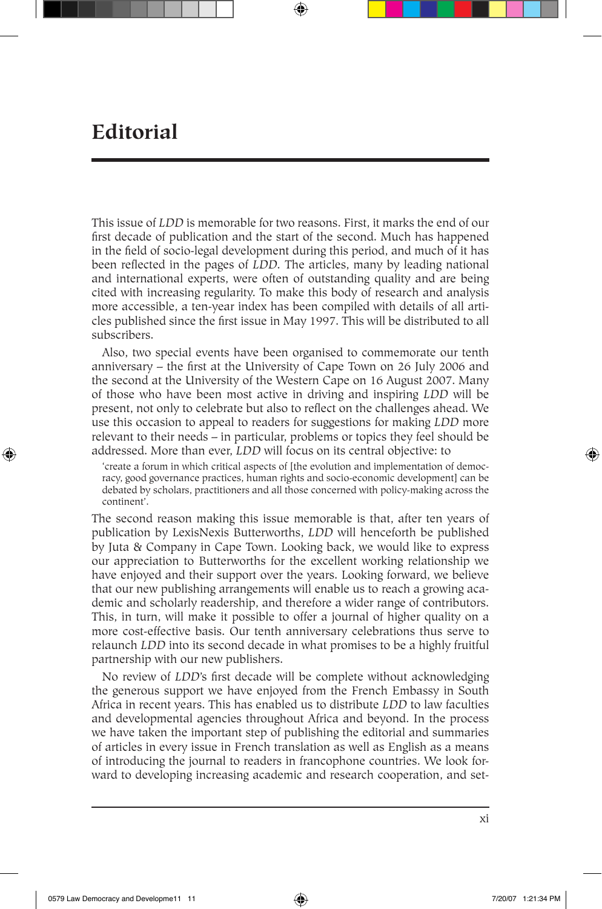# Editorial

This issue of *LDD* is memorable for two reasons. First, it marks the end of our first decade of publication and the start of the second. Much has happened in the field of socio-legal development during this period, and much of it has been reflected in the pages of *LDD*. The articles, many by leading national and international experts, were often of outstanding quality and are being cited with increasing regularity. To make this body of research and analysis more accessible, a ten-year index has been compiled with details of all articles published since the first issue in May 1997. This will be distributed to all subscribers.

Also, two special events have been organised to commemorate our tenth anniversary – the first at the University of Cape Town on 26 July 2006 and the second at the University of the Western Cape on 16 August 2007. Many of those who have been most active in driving and inspiring *LDD* will be present, not only to celebrate but also to reflect on the challenges ahead. We use this occasion to appeal to readers for suggestions for making *LDD* more relevant to their needs – in particular, problems or topics they feel should be addressed. More than ever, *LDD* will focus on its central objective: to

> 'create a forum in which critical aspects of [the evolution and implementation of democracy, good governance practices, human rights and socio-economic development] can be debated by scholars, practitioners and all those concerned with policy-making across the continent'.

The second reason making this issue memorable is that, after ten years of publication by LexisNexis Butterworths, *LDD* will henceforth be published by Juta & Company in Cape Town. Looking back, we would like to express our appreciation to Butterworths for the excellent working relationship we have enjoyed and their support over the years. Looking forward, we believe that our new publishing arrangements will enable us to reach a growing academic and scholarly readership, and therefore a wider range of contributors. This, in turn, will make it possible to offer a journal of higher quality on a more cost-effective basis. Our tenth anniversary celebrations thus serve to relaunch *LDD* into its second decade in what promises to be a highly fruitful partnership with our new publishers.

No review of *LDD*'s first decade will be complete without acknowledging the generous support we have enjoyed from the French Embassy in South Africa in recent years. This has enabled us to distribute *LDD* to law faculties and developmental agencies throughout Africa and beyond. In the process we have taken the important step of publishing the editorial and summaries of articles in every issue in French translation as well as English as a means of introducing the journal to readers in francophone countries. We look forward to developing increasing academic and research cooperation, and set-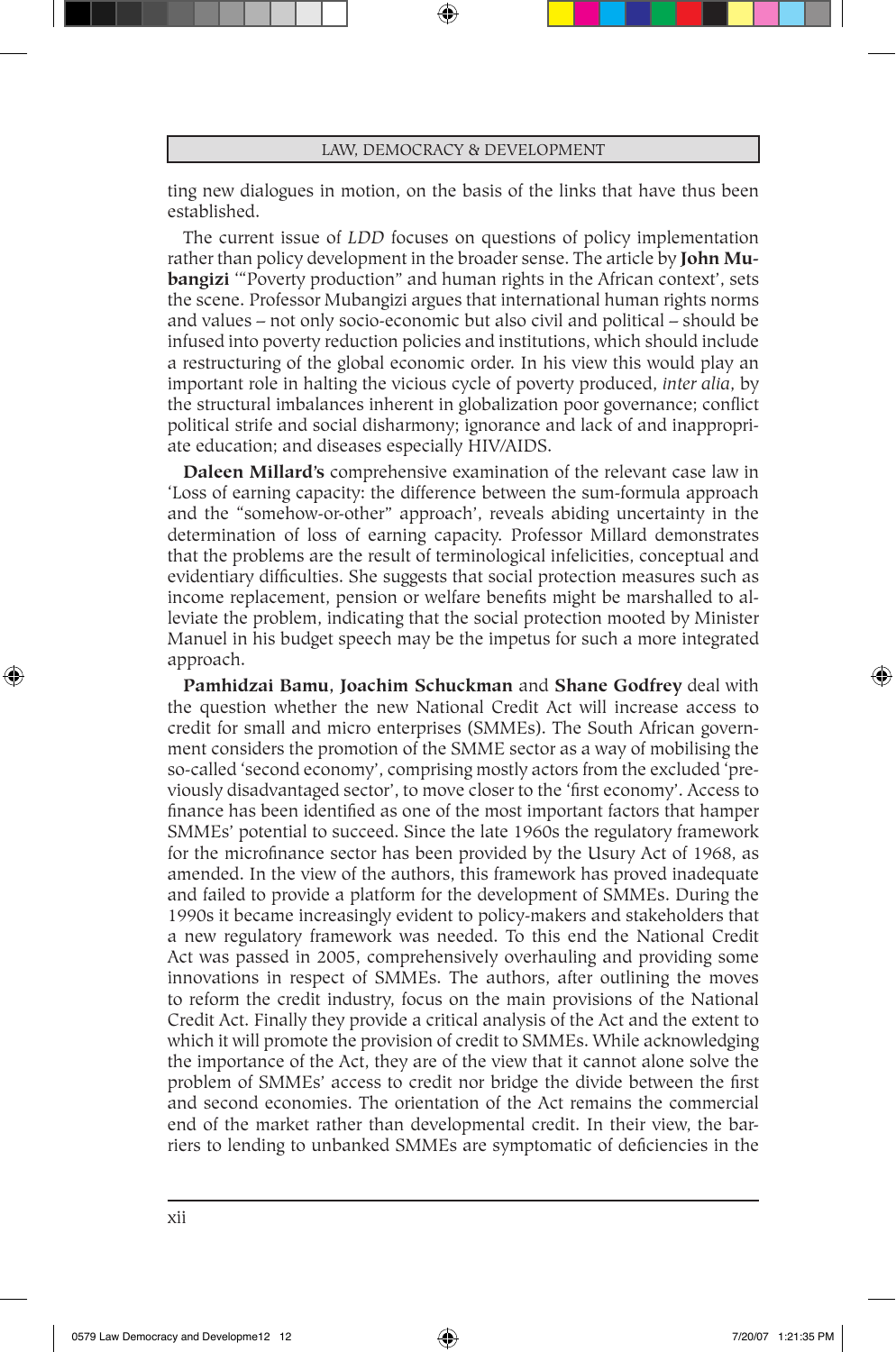ting new dialogues in motion, on the basis of the links that have thus been established.

The current issue of *LDD* focuses on questions of policy implementation rather than policy development in the broader sense. The article by **John Mubangizi** '"Poverty production" and human rights in the African context', sets the scene. Professor Mubangizi argues that international human rights norms and values – not only socio-economic but also civil and political – should be infused into poverty reduction policies and institutions, which should include a restructuring of the global economic order. In his view this would play an important role in halting the vicious cycle of poverty produced, *inter alia*, by the structural imbalances inherent in globalization poor governance; conflict political strife and social disharmony; ignorance and lack of and inappropriate education; and diseases especially HIV/AIDS.

**Daleen Millard's** comprehensive examination of the relevant case law in 'Loss of earning capacity: the difference between the sum-formula approach and the "somehow-or-other" approach', reveals abiding uncertainty in the determination of loss of earning capacity. Professor Millard demonstrates that the problems are the result of terminological infelicities, conceptual and evidentiary difficulties. She suggests that social protection measures such as income replacement, pension or welfare benefits might be marshalled to alleviate the problem, indicating that the social protection mooted by Minister Manuel in his budget speech may be the impetus for such a more integrated approach.

**Pamhidzai Bamu**, **Joachim Schuckman** and **Shane Godfrey** deal with the question whether the new National Credit Act will increase access to credit for small and micro enterprises (SMMEs). The South African government considers the promotion of the SMME sector as a way of mobilising the so-called 'second economy', comprising mostly actors from the excluded 'previously disadvantaged sector', to move closer to the 'first economy'. Access to finance has been identified as one of the most important factors that hamper SMMEs' potential to succeed. Since the late 1960s the regulatory framework for the microfinance sector has been provided by the Usury Act of 1968, as amended. In the view of the authors, this framework has proved inadequate and failed to provide a platform for the development of SMMEs. During the 1990s it became increasingly evident to policy-makers and stakeholders that a new regulatory framework was needed. To this end the National Credit Act was passed in 2005, comprehensively overhauling and providing some innovations in respect of SMMEs. The authors, after outlining the moves to reform the credit industry, focus on the main provisions of the National Credit Act. Finally they provide a critical analysis of the Act and the extent to which it will promote the provision of credit to SMMEs. While acknowledging the importance of the Act, they are of the view that it cannot alone solve the problem of SMMEs' access to credit nor bridge the divide between the first and second economies. The orientation of the Act remains the commercial end of the market rather than developmental credit. In their view, the barriers to lending to unbanked SMMEs are symptomatic of deficiencies in the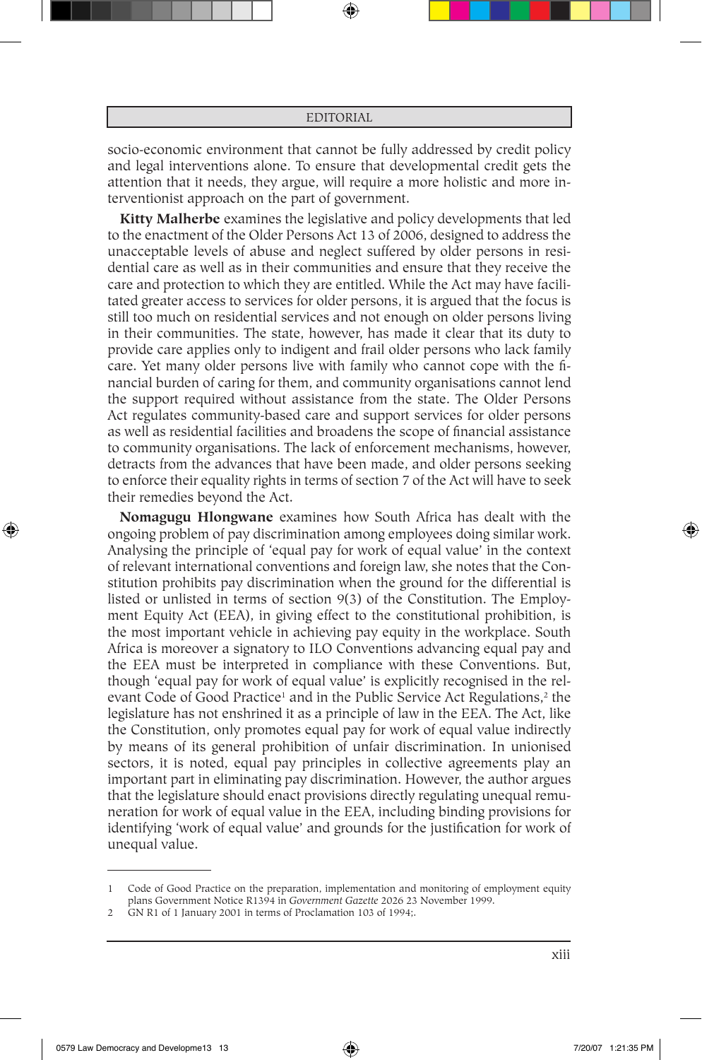socio-economic environment that cannot be fully addressed by credit policy and legal interventions alone. To ensure that developmental credit gets the attention that it needs, they argue, will require a more holistic and more interventionist approach on the part of government.

**Kitty Malherbe** examines the legislative and policy developments that led to the enactment of the Older Persons Act 13 of 2006, designed to address the unacceptable levels of abuse and neglect suffered by older persons in residential care as well as in their communities and ensure that they receive the care and protection to which they are entitled. While the Act may have facilitated greater access to services for older persons, it is argued that the focus is still too much on residential services and not enough on older persons living in their communities. The state, however, has made it clear that its duty to provide care applies only to indigent and frail older persons who lack family care. Yet many older persons live with family who cannot cope with the financial burden of caring for them, and community organisations cannot lend the support required without assistance from the state. The Older Persons Act regulates community-based care and support services for older persons as well as residential facilities and broadens the scope of financial assistance to community organisations. The lack of enforcement mechanisms, however, detracts from the advances that have been made, and older persons seeking to enforce their equality rights in terms of section 7 of the Act will have to seek their remedies beyond the Act.

**Nomagugu Hlongwane** examines how South Africa has dealt with the ongoing problem of pay discrimination among employees doing similar work. Analysing the principle of 'equal pay for work of equal value' in the context of relevant international conventions and foreign law, she notes that the Constitution prohibits pay discrimination when the ground for the differential is listed or unlisted in terms of section 9(3) of the Constitution. The Employment Equity Act (EEA), in giving effect to the constitutional prohibition, is the most important vehicle in achieving pay equity in the workplace. South Africa is moreover a signatory to ILO Conventions advancing equal pay and the EEA must be interpreted in compliance with these Conventions. But, though 'equal pay for work of equal value' is explicitly recognised in the relevant Code of Good Practice[1] and in the Public Service Act Regulations,[2] the legislature has not enshrined it as a principle of law in the EEA. The Act, like the Constitution, only promotes equal pay for work of equal value indirectly by means of its general prohibition of unfair discrimination. In unionised sectors, it is noted, equal pay principles in collective agreements play an important part in eliminating pay discrimination. However, the author argues that the legislature should enact provisions directly regulating unequal remuneration for work of equal value in the EEA, including binding provisions for identifying 'work of equal value' and grounds for the justification for work of unequal value.

---

1 Code of Good Practice on the preparation, implementation and monitoring of employment equity plans Government Notice R1394 in *Government Gazette* 2026 23 November 1999.

2 GN R1 of 1 January 2001 in terms of Proclamation 103 of 1994;.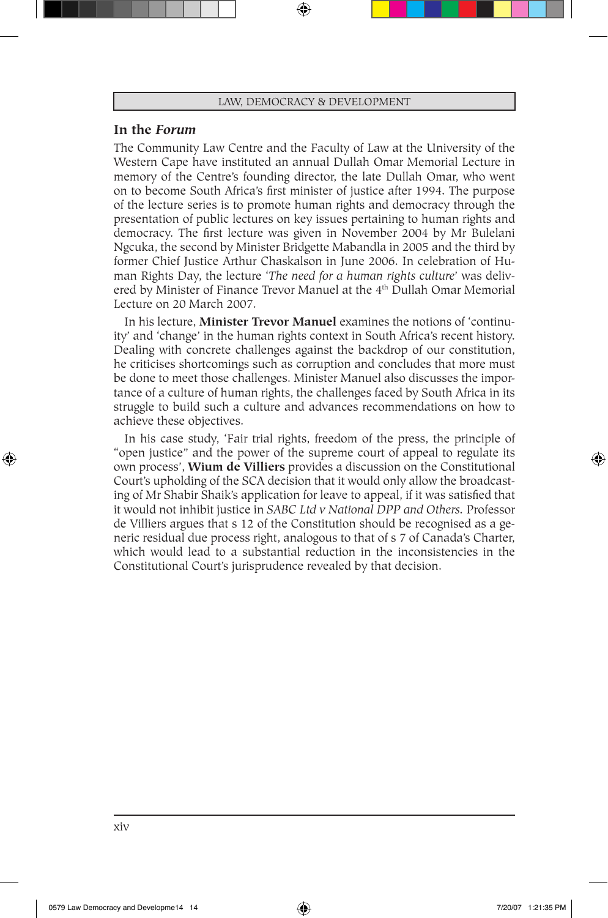## In the *Forum*

The Community Law Centre and the Faculty of Law at the University of the Western Cape have instituted an annual Dullah Omar Memorial Lecture in memory of the Centre's founding director, the late Dullah Omar, who went on to become South Africa's first minister of justice after 1994. The purpose of the lecture series is to promote human rights and democracy through the presentation of public lectures on key issues pertaining to human rights and democracy. The first lecture was given in November 2004 by Mr Bulelani Ngcuka, the second by Minister Bridgette Mabandla in 2005 and the third by former Chief Justice Arthur Chaskalson in June 2006. In celebration of Human Rights Day, the lecture '*The need for a human rights culture*' was delivered by Minister of Finance Trevor Manuel at the 4th Dullah Omar Memorial Lecture on 20 March 2007.

In his lecture, **Minister Trevor Manuel** examines the notions of 'continuity' and 'change' in the human rights context in South Africa's recent history. Dealing with concrete challenges against the backdrop of our constitution, he criticises shortcomings such as corruption and concludes that more must be done to meet those challenges. Minister Manuel also discusses the importance of a culture of human rights, the challenges faced by South Africa in its struggle to build such a culture and advances recommendations on how to achieve these objectives.

In his case study, 'Fair trial rights, freedom of the press, the principle of "open justice" and the power of the supreme court of appeal to regulate its own process', **Wium de Villiers** provides a discussion on the Constitutional Court's upholding of the SCA decision that it would only allow the broadcasting of Mr Shabir Shaik's application for leave to appeal, if it was satisfied that it would not inhibit justice in *SABC Ltd v National DPP and Others*. Professor de Villiers argues that s 12 of the Constitution should be recognised as a generic residual due process right, analogous to that of s 7 of Canada's Charter, which would lead to a substantial reduction in the inconsistencies in the Constitutional Court's jurisprudence revealed by that decision.